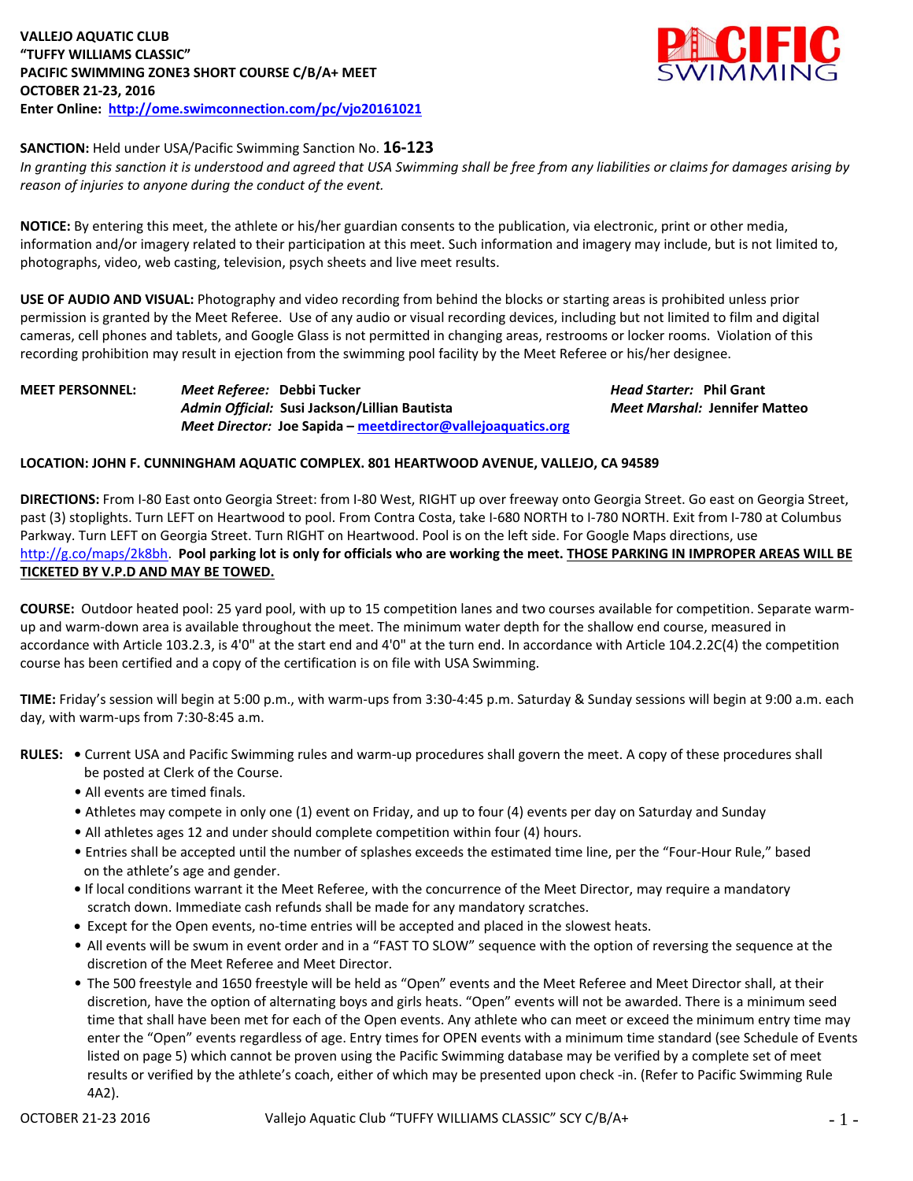**VALLEJO AQUATIC CLUB**
**"TUFFY WILLIAMS CLASSIC"**
**PACIFIC SWIMMING ZONE3 SHORT COURSE C/B/A+ MEET**
**OCTOBER 21-23, 2016**
**Enter Online: http://ome.swimconnection.com/pc/vjo20161021**

**SANCTION:** Held under USA/Pacific Swimming Sanction No. **16-123**
*In granting this sanction it is understood and agreed that USA Swimming shall be free from any liabilities or claims for damages arising by reason of injuries to anyone during the conduct of the event.*

**NOTICE:** By entering this meet, the athlete or his/her guardian consents to the publication, via electronic, print or other media, information and/or imagery related to their participation at this meet. Such information and imagery may include, but is not limited to, photographs, video, web casting, television, psych sheets and live meet results.

**USE OF AUDIO AND VISUAL:** Photography and video recording from behind the blocks or starting areas is prohibited unless prior permission is granted by the Meet Referee. Use of any audio or visual recording devices, including but not limited to film and digital cameras, cell phones and tablets, and Google Glass is not permitted in changing areas, restrooms or locker rooms. Violation of this recording prohibition may result in ejection from the swimming pool facility by the Meet Referee or his/her designee.

**MEET PERSONNEL:**
*Meet Referee:* **Debbi Tucker**
*Admin Official:* **Susi Jackson/Lillian Bautista**
*Meet Director:* **Joe Sapida – meetdirector@vallejoaquatics.org**
*Head Starter:* **Phil Grant**
*Meet Marshal:* **Jennifer Matteo**

**LOCATION: JOHN F. CUNNINGHAM AQUATIC COMPLEX. 801 HEARTWOOD AVENUE, VALLEJO, CA 94589**

**DIRECTIONS:** From I-80 East onto Georgia Street: from I-80 West, RIGHT up over freeway onto Georgia Street. Go east on Georgia Street, past (3) stoplights. Turn LEFT on Heartwood to pool. From Contra Costa, take I-680 NORTH to I-780 NORTH. Exit from I-780 at Columbus Parkway. Turn LEFT on Georgia Street. Turn RIGHT on Heartwood. Pool is on the left side. For Google Maps directions, use http://g.co/maps/2k8bh. **Pool parking lot is only for officials who are working the meet. THOSE PARKING IN IMPROPER AREAS WILL BE TICKETED BY V.P.D AND MAY BE TOWED.**

**COURSE:** Outdoor heated pool: 25 yard pool, with up to 15 competition lanes and two courses available for competition. Separate warm-up and warm-down area is available throughout the meet. The minimum water depth for the shallow end course, measured in accordance with Article 103.2.3, is 4'0" at the start end and 4'0" at the turn end. In accordance with Article 104.2.2C(4) the competition course has been certified and a copy of the certification is on file with USA Swimming.

**TIME:** Friday's session will begin at 5:00 p.m., with warm-ups from 3:30-4:45 p.m. Saturday & Sunday sessions will begin at 9:00 a.m. each day, with warm-ups from 7:30-8:45 a.m.

**RULES:**
- Current USA and Pacific Swimming rules and warm-up procedures shall govern the meet. A copy of these procedures shall be posted at Clerk of the Course.
- All events are timed finals.
- Athletes may compete in only one (1) event on Friday, and up to four (4) events per day on Saturday and Sunday
- All athletes ages 12 and under should complete competition within four (4) hours.
- Entries shall be accepted until the number of splashes exceeds the estimated time line, per the "Four-Hour Rule," based on the athlete's age and gender.
- If local conditions warrant it the Meet Referee, with the concurrence of the Meet Director, may require a mandatory scratch down. Immediate cash refunds shall be made for any mandatory scratches.
- Except for the Open events, no-time entries will be accepted and placed in the slowest heats.
- All events will be swum in event order and in a "FAST TO SLOW" sequence with the option of reversing the sequence at the discretion of the Meet Referee and Meet Director.
- The 500 freestyle and 1650 freestyle will be held as "Open" events and the Meet Referee and Meet Director shall, at their discretion, have the option of alternating boys and girls heats. "Open" events will not be awarded. There is a minimum seed time that shall have been met for each of the Open events. Any athlete who can meet or exceed the minimum entry time may enter the "Open" events regardless of age. Entry times for OPEN events with a minimum time standard (see Schedule of Events listed on page 5) which cannot be proven using the Pacific Swimming database may be verified by a complete set of meet results or verified by the athlete's coach, either of which may be presented upon check -in. (Refer to Pacific Swimming Rule 4A2).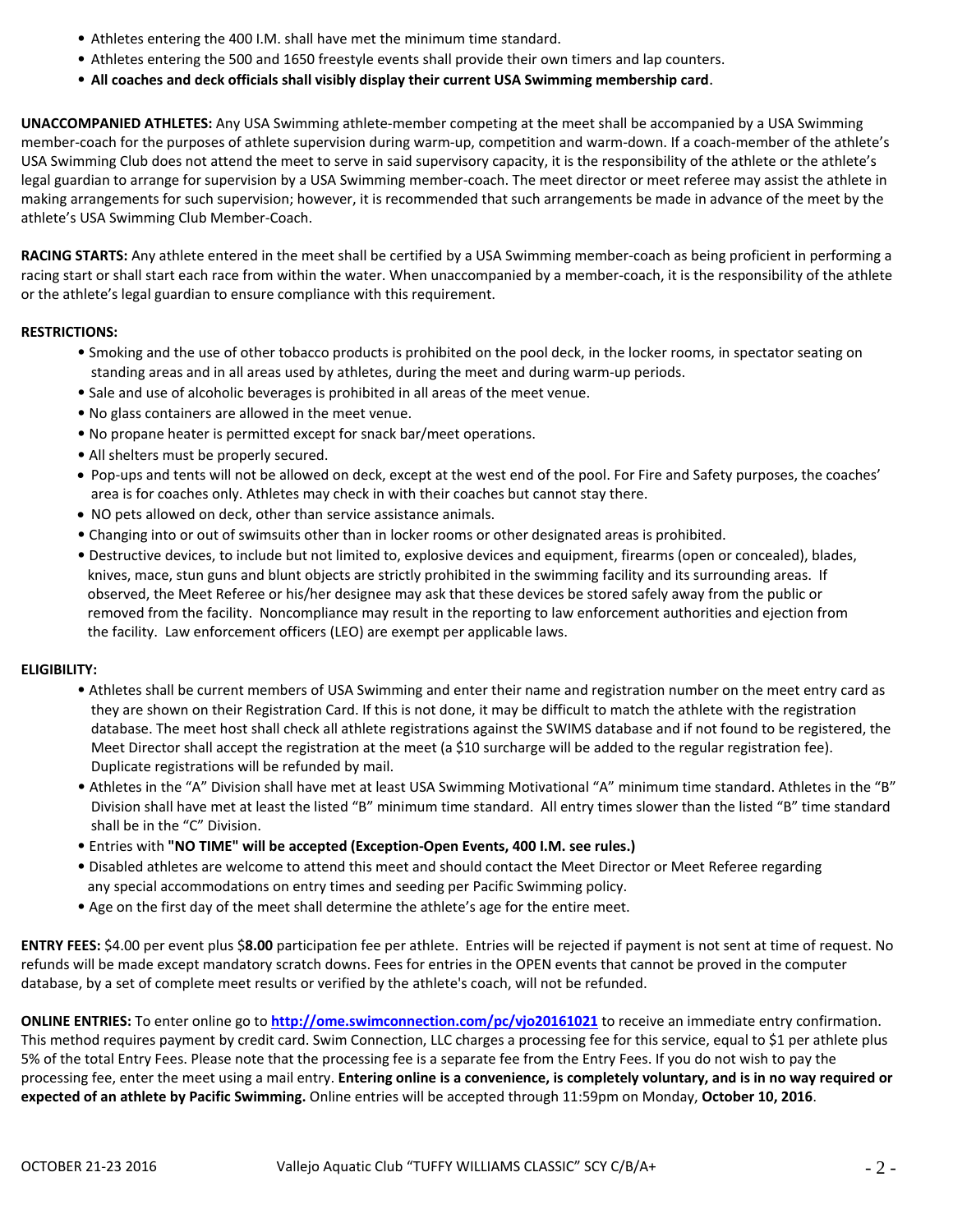- Athletes entering the 400 I.M. shall have met the minimum time standard.
- Athletes entering the 500 and 1650 freestyle events shall provide their own timers and lap counters.
- **All coaches and deck officials shall visibly display their current USA Swimming membership card.**

**UNACCOMPANIED ATHLETES:** Any USA Swimming athlete-member competing at the meet shall be accompanied by a USA Swimming member-coach for the purposes of athlete supervision during warm-up, competition and warm-down. If a coach-member of the athlete's USA Swimming Club does not attend the meet to serve in said supervisory capacity, it is the responsibility of the athlete or the athlete's legal guardian to arrange for supervision by a USA Swimming member-coach. The meet director or meet referee may assist the athlete in making arrangements for such supervision; however, it is recommended that such arrangements be made in advance of the meet by the athlete's USA Swimming Club Member-Coach.

**RACING STARTS:** Any athlete entered in the meet shall be certified by a USA Swimming member-coach as being proficient in performing a racing start or shall start each race from within the water. When unaccompanied by a member-coach, it is the responsibility of the athlete or the athlete's legal guardian to ensure compliance with this requirement.

**RESTRICTIONS:**

- Smoking and the use of other tobacco products is prohibited on the pool deck, in the locker rooms, in spectator seating on standing areas and in all areas used by athletes, during the meet and during warm-up periods.
- Sale and use of alcoholic beverages is prohibited in all areas of the meet venue.
- No glass containers are allowed in the meet venue.
- No propane heater is permitted except for snack bar/meet operations.
- All shelters must be properly secured.
- Pop-ups and tents will not be allowed on deck, except at the west end of the pool. For Fire and Safety purposes, the coaches' area is for coaches only. Athletes may check in with their coaches but cannot stay there.
- NO pets allowed on deck, other than service assistance animals.
- Changing into or out of swimsuits other than in locker rooms or other designated areas is prohibited.
- Destructive devices, to include but not limited to, explosive devices and equipment, firearms (open or concealed), blades, knives, mace, stun guns and blunt objects are strictly prohibited in the swimming facility and its surrounding areas. If observed, the Meet Referee or his/her designee may ask that these devices be stored safely away from the public or removed from the facility. Noncompliance may result in the reporting to law enforcement authorities and ejection from the facility. Law enforcement officers (LEO) are exempt per applicable laws.

**ELIGIBILITY:**

- Athletes shall be current members of USA Swimming and enter their name and registration number on the meet entry card as they are shown on their Registration Card. If this is not done, it may be difficult to match the athlete with the registration database. The meet host shall check all athlete registrations against the SWIMS database and if not found to be registered, the Meet Director shall accept the registration at the meet (a $10 surcharge will be added to the regular registration fee). Duplicate registrations will be refunded by mail.
- Athletes in the "A" Division shall have met at least USA Swimming Motivational "A" minimum time standard. Athletes in the "B" Division shall have met at least the listed "B" minimum time standard. All entry times slower than the listed "B" time standard shall be in the "C" Division.
- Entries with **"NO TIME" will be accepted (Exception-Open Events, 400 I.M. see rules.)**
- Disabled athletes are welcome to attend this meet and should contact the Meet Director or Meet Referee regarding any special accommodations on entry times and seeding per Pacific Swimming policy.
- Age on the first day of the meet shall determine the athlete's age for the entire meet.

**ENTRY FEES:** $4.00 per event plus $**8.00** participation fee per athlete. Entries will be rejected if payment is not sent at time of request. No refunds will be made except mandatory scratch downs. Fees for entries in the OPEN events that cannot be proved in the computer database, by a set of complete meet results or verified by the athlete's coach, will not be refunded.

**ONLINE ENTRIES:** To enter online go to **[http://ome.swimconnection.com/pc/vjo20161021](http://ome.swimconnection.com/pc/vjo20161021)** to receive an immediate entry confirmation. This method requires payment by credit card. Swim Connection, LLC charges a processing fee for this service, equal to $1 per athlete plus 5% of the total Entry Fees. Please note that the processing fee is a separate fee from the Entry Fees. If you do not wish to pay the processing fee, enter the meet using a mail entry. **Entering online is a convenience, is completely voluntary, and is in no way required or expected of an athlete by Pacific Swimming.** Online entries will be accepted through 11:59pm on Monday, **October 10, 2016**.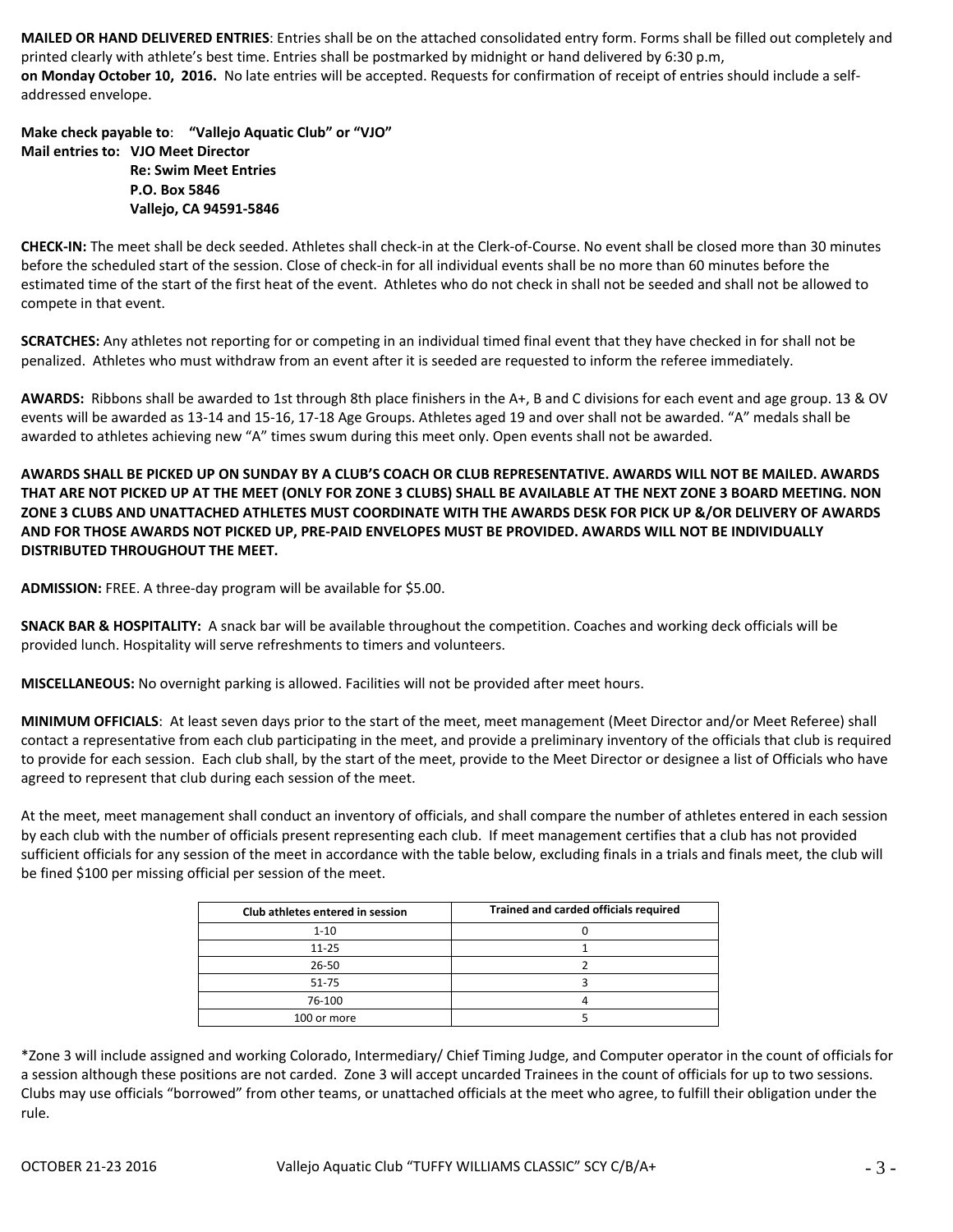**MAILED OR HAND DELIVERED ENTRIES**: Entries shall be on the attached consolidated entry form. Forms shall be filled out completely and printed clearly with athlete's best time. Entries shall be postmarked by midnight or hand delivered by 6:30 p.m, **on Monday October 10, 2016.** No late entries will be accepted. Requests for confirmation of receipt of entries should include a self-addressed envelope.

**Make check payable to**: **"Vallejo Aquatic Club" or "VJO"**
**Mail entries to: VJO Meet Director**
**Re: Swim Meet Entries**
**P.O. Box 5846**
**Vallejo, CA 94591-5846**

**CHECK-IN:** The meet shall be deck seeded. Athletes shall check-in at the Clerk-of-Course. No event shall be closed more than 30 minutes before the scheduled start of the session. Close of check-in for all individual events shall be no more than 60 minutes before the estimated time of the start of the first heat of the event. Athletes who do not check in shall not be seeded and shall not be allowed to compete in that event.

**SCRATCHES:** Any athletes not reporting for or competing in an individual timed final event that they have checked in for shall not be penalized. Athletes who must withdraw from an event after it is seeded are requested to inform the referee immediately.

**AWARDS:** Ribbons shall be awarded to 1st through 8th place finishers in the A+, B and C divisions for each event and age group. 13 & OV events will be awarded as 13-14 and 15-16, 17-18 Age Groups. Athletes aged 19 and over shall not be awarded. "A" medals shall be awarded to athletes achieving new "A" times swum during this meet only. Open events shall not be awarded.

**AWARDS SHALL BE PICKED UP ON SUNDAY BY A CLUB'S COACH OR CLUB REPRESENTATIVE. AWARDS WILL NOT BE MAILED. AWARDS THAT ARE NOT PICKED UP AT THE MEET (ONLY FOR ZONE 3 CLUBS) SHALL BE AVAILABLE AT THE NEXT ZONE 3 BOARD MEETING. NON ZONE 3 CLUBS AND UNATTACHED ATHLETES MUST COORDINATE WITH THE AWARDS DESK FOR PICK UP &/OR DELIVERY OF AWARDS AND FOR THOSE AWARDS NOT PICKED UP, PRE-PAID ENVELOPES MUST BE PROVIDED. AWARDS WILL NOT BE INDIVIDUALLY DISTRIBUTED THROUGHOUT THE MEET.**

**ADMISSION:** FREE. A three-day program will be available for $5.00.

**SNACK BAR & HOSPITALITY:** A snack bar will be available throughout the competition. Coaches and working deck officials will be provided lunch. Hospitality will serve refreshments to timers and volunteers.

**MISCELLANEOUS:** No overnight parking is allowed. Facilities will not be provided after meet hours.

**MINIMUM OFFICIALS**: At least seven days prior to the start of the meet, meet management (Meet Director and/or Meet Referee) shall contact a representative from each club participating in the meet, and provide a preliminary inventory of the officials that club is required to provide for each session. Each club shall, by the start of the meet, provide to the Meet Director or designee a list of Officials who have agreed to represent that club during each session of the meet.

At the meet, meet management shall conduct an inventory of officials, and shall compare the number of athletes entered in each session by each club with the number of officials present representing each club. If meet management certifies that a club has not provided sufficient officials for any session of the meet in accordance with the table below, excluding finals in a trials and finals meet, the club will be fined $100 per missing official per session of the meet.

| Club athletes entered in session | Trained and carded officials required |
|---|---|
| 1-10 | 0 |
| 11-25 | 1 |
| 26-50 | 2 |
| 51-75 | 3 |
| 76-100 | 4 |
| 100 or more | 5 |

*Zone 3 will include assigned and working Colorado, Intermediary/ Chief Timing Judge, and Computer operator in the count of officials for a session although these positions are not carded. Zone 3 will accept uncarded Trainees in the count of officials for up to two sessions. Clubs may use officials "borrowed" from other teams, or unattached officials at the meet who agree, to fulfill their obligation under the rule.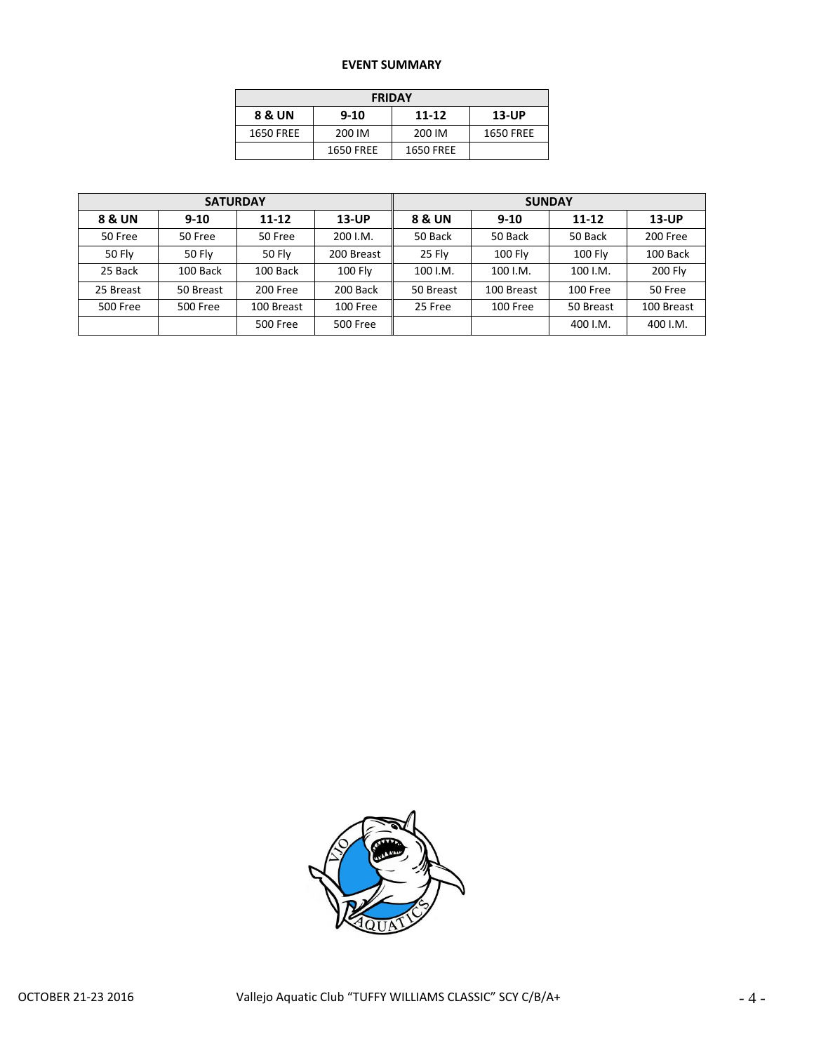**EVENT SUMMARY**

| FRIDAY | | | |
|---|---|---|---|
| **8 & UN** | **9-10** | **11-12** | **13-UP** |
| 1650 FREE | 200 IM | 200 IM | 1650 FREE |
| | 1650 FREE | 1650 FREE | |

| SATURDAY | | | | SUNDAY | | | |
|---|---|---|---|---|---|---|---|
| **8 & UN** | **9-10** | **11-12** | **13-UP** | **8 & UN** | **9-10** | **11-12** | **13-UP** |
| 50 Free | 50 Free | 50 Free | 200 I.M. | 50 Back | 50 Back | 50 Back | 200 Free |
| 50 Fly | 50 Fly | 50 Fly | 200 Breast | 25 Fly | 100 Fly | 100 Fly | 100 Back |
| 25 Back | 100 Back | 100 Back | 100 Fly | 100 I.M. | 100 I.M. | 100 I.M. | 200 Fly |
| 25 Breast | 50 Breast | 200 Free | 200 Back | 50 Breast | 100 Breast | 100 Free | 50 Free |
| 500 Free | 500 Free | 100 Breast | 100 Free | 25 Free | 100 Free | 50 Breast | 100 Breast |
| | | 500 Free | 500 Free | | | 400 I.M. | 400 I.M. |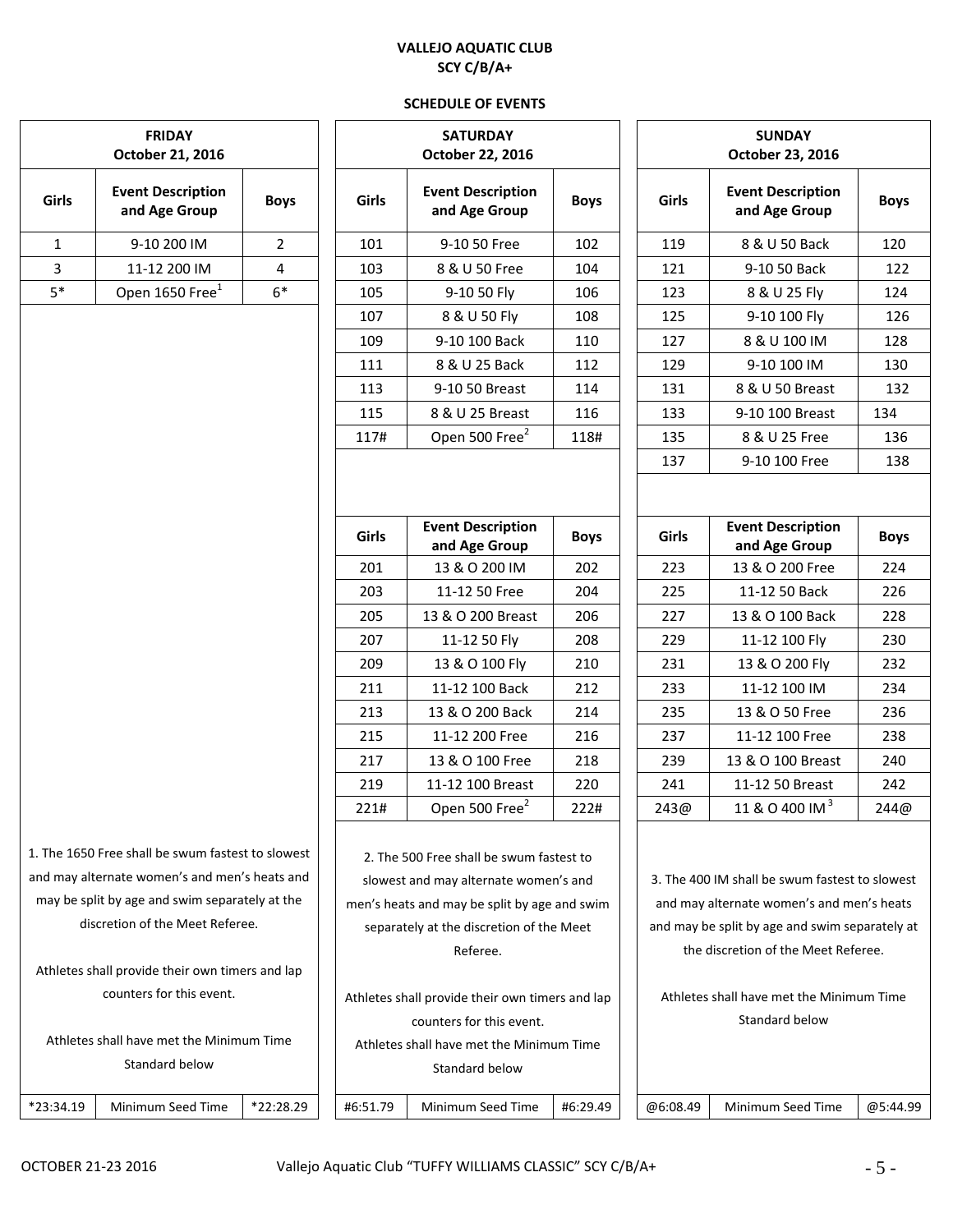# VALLEJO AQUATIC CLUB
## SCY C/B/A+

### SCHEDULE OF EVENTS

**FRIDAY**
**October 21, 2016**

| Girls | Event Description and Age Group | Boys |
|---|---|---|
| 1 | 9-10 200 IM | 2 |
| 3 | 11-12 200 IM | 4 |
| 5* | Open 1650 Free[1] | 6* |

1. The 1650 Free shall be swum fastest to slowest and may alternate women's and men's heats and may be split by age and swim separately at the discretion of the Meet Referee.

Athletes shall provide their own timers and lap counters for this event.

Athletes shall have met the Minimum Time Standard below

| *23:34.19 | Minimum Seed Time | *22:28.29 |
|---|---|---|

**SATURDAY**
**October 22, 2016**

| Girls | Event Description and Age Group | Boys |
|---|---|---|
| 101 | 9-10 50 Free | 102 |
| 103 | 8 & U 50 Free | 104 |
| 105 | 9-10 50 Fly | 106 |
| 107 | 8 & U 50 Fly | 108 |
| 109 | 9-10 100 Back | 110 |
| 111 | 8 & U 25 Back | 112 |
| 113 | 9-10 50 Breast | 114 |
| 115 | 8 & U 25 Breast | 116 |
| 117# | Open 500 Free[2] | 118# |

| Girls | Event Description and Age Group | Boys |
|---|---|---|
| 201 | 13 & O 200 IM | 202 |
| 203 | 11-12 50 Free | 204 |
| 205 | 13 & O 200 Breast | 206 |
| 207 | 11-12 50 Fly | 208 |
| 209 | 13 & O 100 Fly | 210 |
| 211 | 11-12 100 Back | 212 |
| 213 | 13 & O 200 Back | 214 |
| 215 | 11-12 200 Free | 216 |
| 217 | 13 & O 100 Free | 218 |
| 219 | 11-12 100 Breast | 220 |
| 221# | Open 500 Free[2] | 222# |

2. The 500 Free shall be swum fastest to slowest and may alternate women's and men's heats and may be split by age and swim separately at the discretion of the Meet Referee.

Athletes shall provide their own timers and lap counters for this event.
Athletes shall have met the Minimum Time Standard below

| #6:51.79 | Minimum Seed Time | #6:29.49 |
|---|---|---|

**SUNDAY**
**October 23, 2016**

| Girls | Event Description and Age Group | Boys |
|---|---|---|
| 119 | 8 & U 50 Back | 120 |
| 121 | 9-10 50 Back | 122 |
| 123 | 8 & U 25 Fly | 124 |
| 125 | 9-10 100 Fly | 126 |
| 127 | 8 & U 100 IM | 128 |
| 129 | 9-10 100 IM | 130 |
| 131 | 8 & U 50 Breast | 132 |
| 133 | 9-10 100 Breast | 134 |
| 135 | 8 & U 25 Free | 136 |
| 137 | 9-10 100 Free | 138 |

| Girls | Event Description and Age Group | Boys |
|---|---|---|
| 223 | 13 & O 200 Free | 224 |
| 225 | 11-12 50 Back | 226 |
| 227 | 13 & O 100 Back | 228 |
| 229 | 11-12 100 Fly | 230 |
| 231 | 13 & O 200 Fly | 232 |
| 233 | 11-12 100 IM | 234 |
| 235 | 13 & O 50 Free | 236 |
| 237 | 11-12 100 Free | 238 |
| 239 | 13 & O 100 Breast | 240 |
| 241 | 11-12 50 Breast | 242 |
| 243@ | 11 & O 400 IM[3] | 244@ |

3. The 400 IM shall be swum fastest to slowest and may alternate women's and men's heats and may be split by age and swim separately at the discretion of the Meet Referee.

Athletes shall have met the Minimum Time Standard below

| @6:08.49 | Minimum Seed Time | @5:44.99 |
|---|---|---|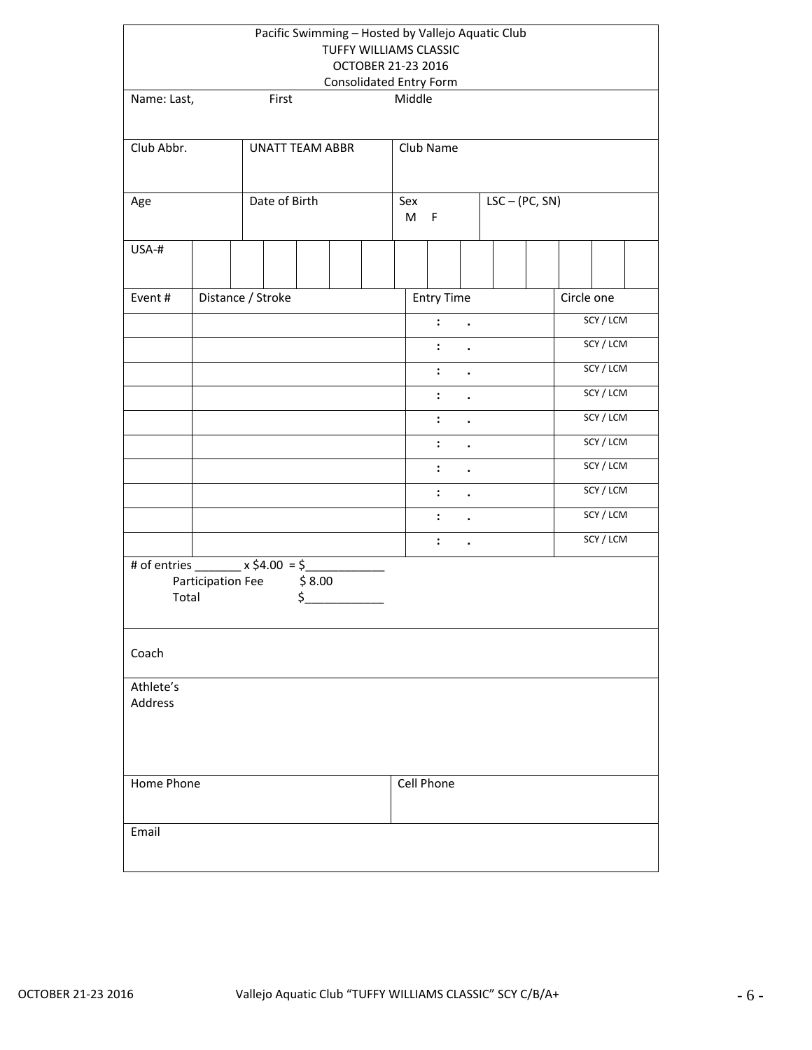Pacific Swimming – Hosted by Vallejo Aquatic Club
TUFFY WILLIAMS CLASSIC
OCTOBER 21-23 2016
Consolidated Entry Form

| Name: Last, | First | Middle |
|---|---|---|
| | | |

| Club Abbr. | UNATT TEAM ABBR | Club Name |
|---|---|---|
| | | |

| Age | Date of Birth | Sex M F | LSC – (PC, SN) |
|---|---|---|---|
| | | | |

| USA-# | | | | | | | | | | | | | | |
|---|---|---|---|---|---|---|---|---|---|---|---|---|---|---|
| | | | | | | | | | | | | | | |

| Event # | Distance / Stroke | Entry Time | Circle one |
|---|---|---|---|
| | | : . | SCY / LCM |
| | | : . | SCY / LCM |
| | | : . | SCY / LCM |
| | | : . | SCY / LCM |
| | | : . | SCY / LCM |
| | | : . | SCY / LCM |
| | | : . | SCY / LCM |
| | | : . | SCY / LCM |
| | | : . | SCY / LCM |
| | | : . | SCY / LCM |

# of entries _______ x $4.00 = $____________
Participation Fee $ 8.00
Total $____________

Coach

Athlete's Address

| Home Phone | Cell Phone |
|---|---|
| | |

Email